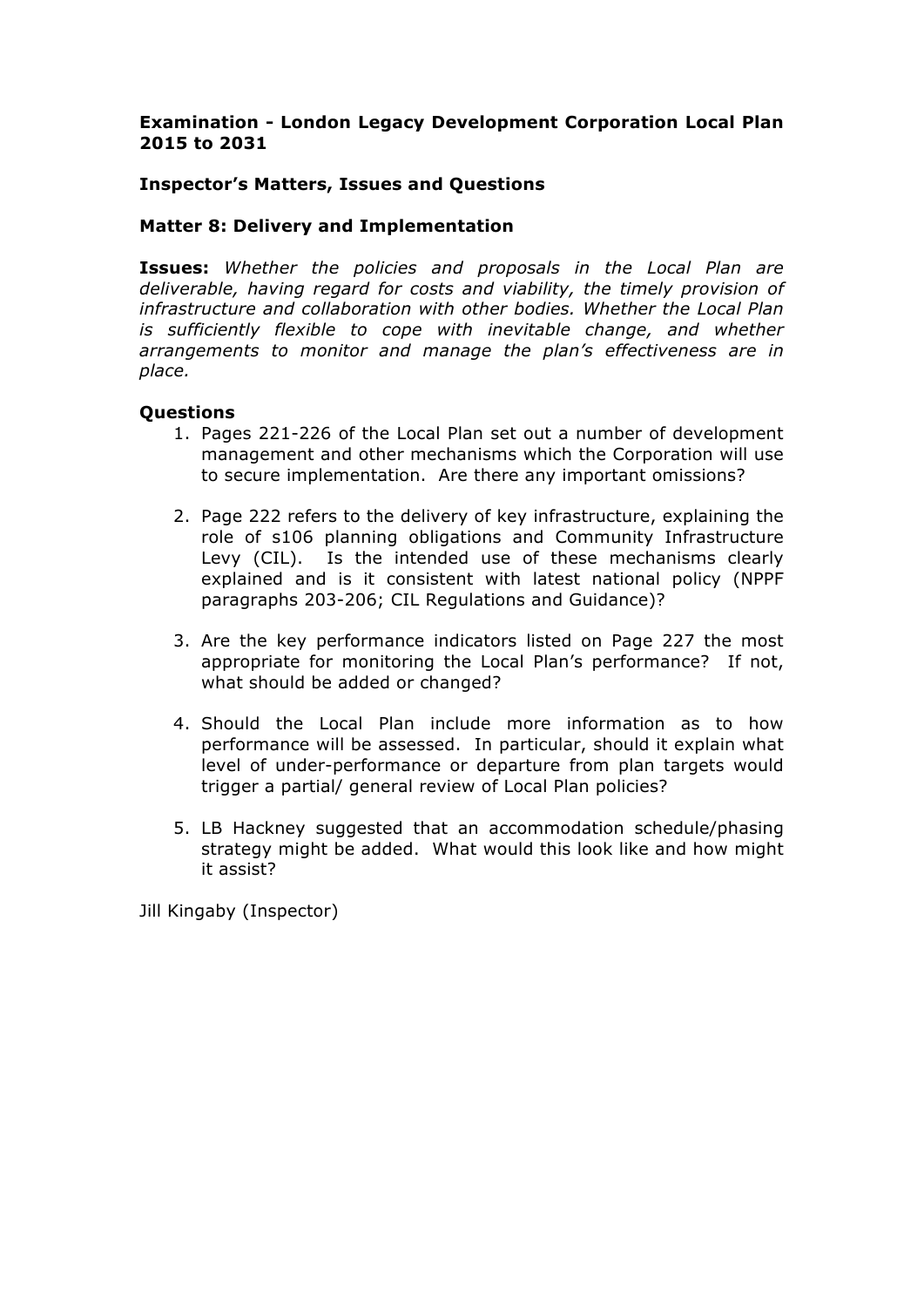**Examination - London Legacy Development Corporation Local Plan 2015 to 2031**

**Inspector's Matters, Issues and Questions**

**Matter 8: Delivery and Implementation**

**Issues:** *Whether the policies and proposals in the Local Plan are deliverable, having regard for costs and viability, the timely provision of infrastructure and collaboration with other bodies. Whether the Local Plan is sufficiently flexible to cope with inevitable change, and whether arrangements to monitor and manage the plan's effectiveness are in place.*

**Questions**

1. Pages 221-226 of the Local Plan set out a number of development management and other mechanisms which the Corporation will use to secure implementation. Are there any important omissions?

2. Page 222 refers to the delivery of key infrastructure, explaining the role of s106 planning obligations and Community Infrastructure Levy (CIL). Is the intended use of these mechanisms clearly explained and is it consistent with latest national policy (NPPF paragraphs 203-206; CIL Regulations and Guidance)?

3. Are the key performance indicators listed on Page 227 the most appropriate for monitoring the Local Plan's performance? If not, what should be added or changed?

4. Should the Local Plan include more information as to how performance will be assessed. In particular, should it explain what level of under-performance or departure from plan targets would trigger a partial/ general review of Local Plan policies?

5. LB Hackney suggested that an accommodation schedule/phasing strategy might be added. What would this look like and how might it assist?

Jill Kingaby (Inspector)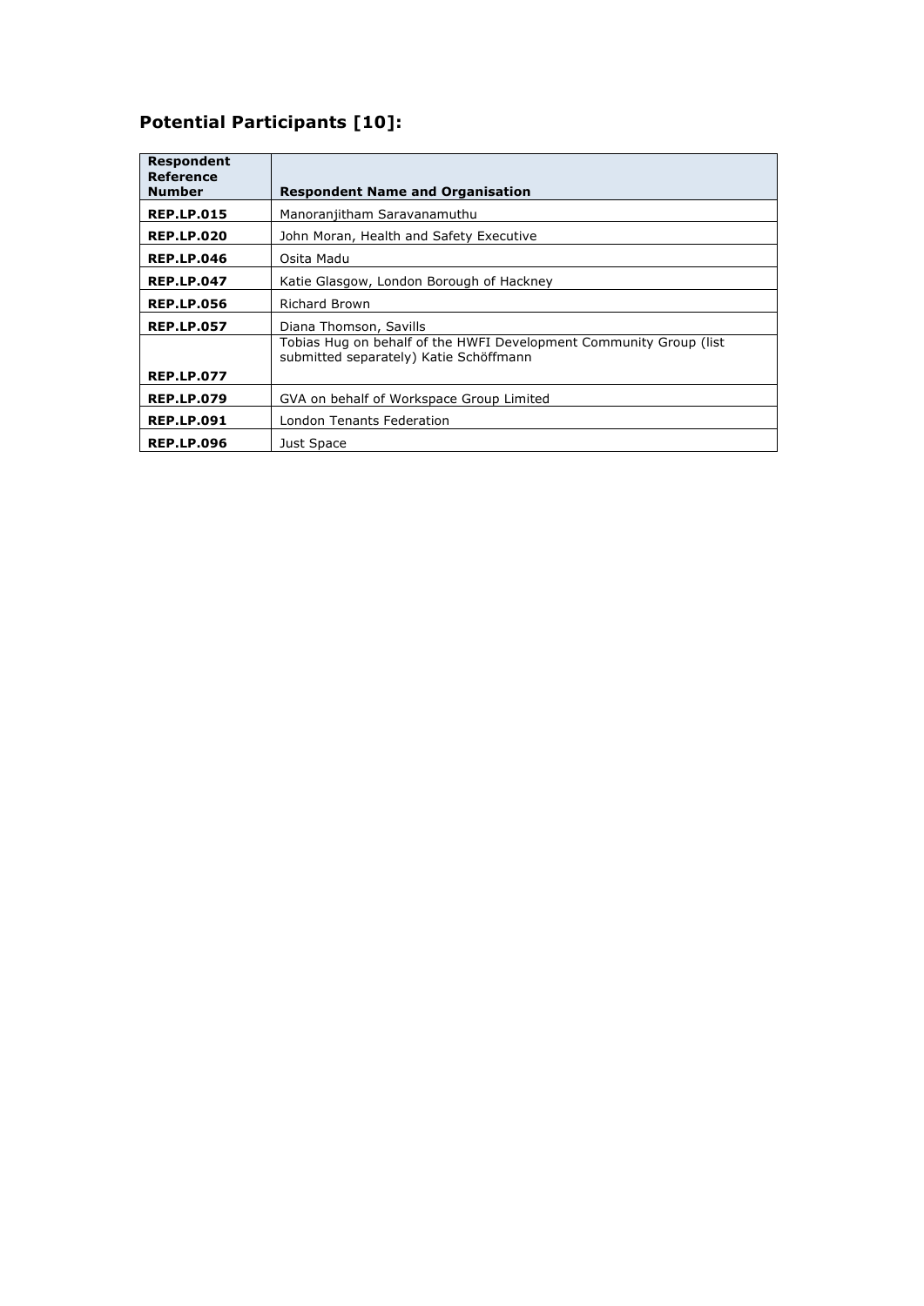## Potential Participants [10]:

| Respondent Reference Number | Respondent Name and Organisation |
|---|---|
| **REP.LP.015** | Manoranjitham Saravanamuthu |
| **REP.LP.020** | John Moran, Health and Safety Executive |
| **REP.LP.046** | Osita Madu |
| **REP.LP.047** | Katie Glasgow, London Borough of Hackney |
| **REP.LP.056** | Richard Brown |
| **REP.LP.057** | Diana Thomson, Savills |
| **REP.LP.077** | Tobias Hug on behalf of the HWFI Development Community Group (list submitted separately) Katie Schöffmann |
| **REP.LP.079** | GVA on behalf of Workspace Group Limited |
| **REP.LP.091** | London Tenants Federation |
| **REP.LP.096** | Just Space |